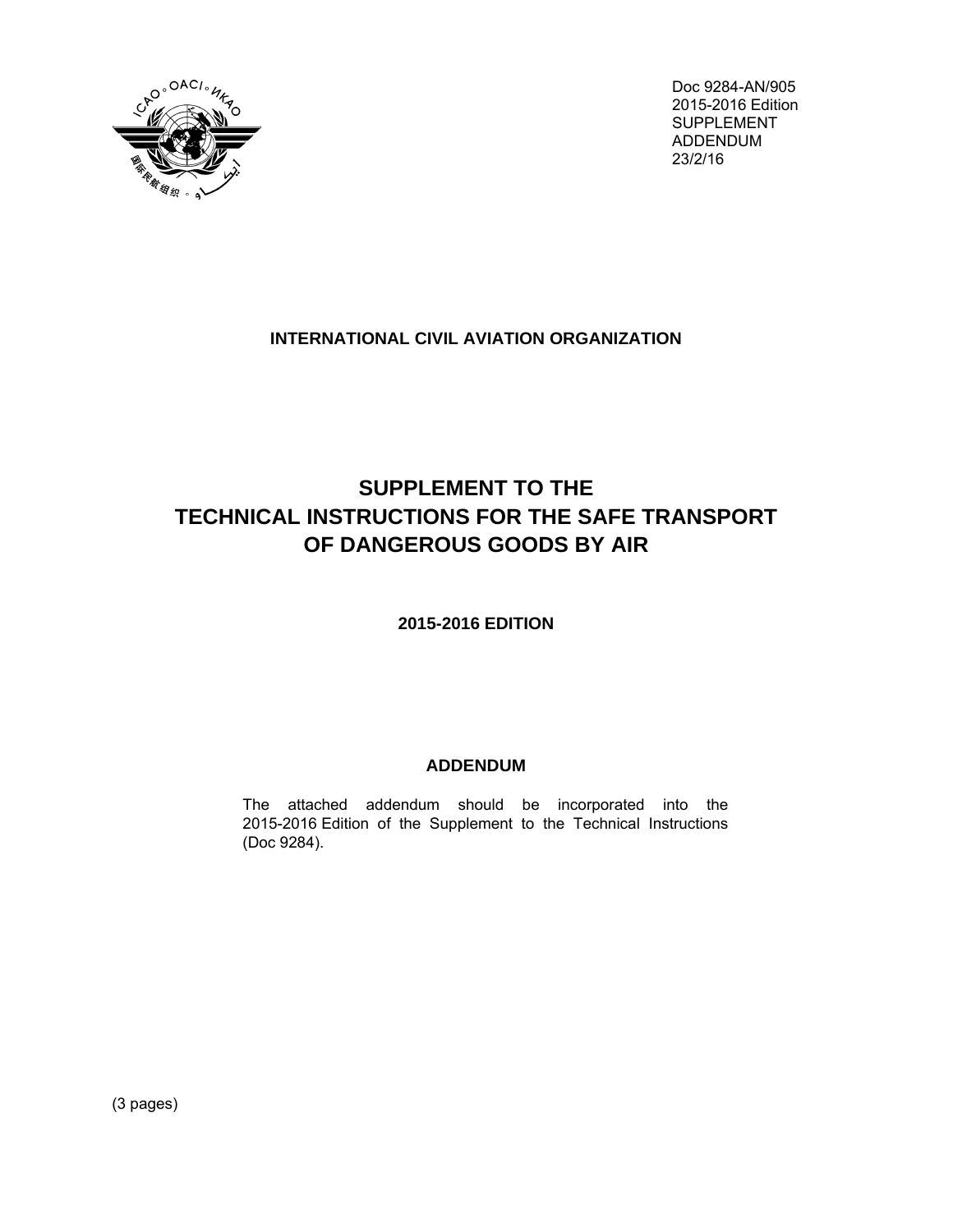Doc 9284-AN/905
2015-2016 Edition
SUPPLEMENT
ADDENDUM
23/2/16

**INTERNATIONAL CIVIL AVIATION ORGANIZATION**

# SUPPLEMENT TO THE TECHNICAL INSTRUCTIONS FOR THE SAFE TRANSPORT OF DANGEROUS GOODS BY AIR

**2015-2016 EDITION**

## ADDENDUM

The attached addendum should be incorporated into the 2015-2016 Edition of the Supplement to the Technical Instructions (Doc 9284).

(3 pages)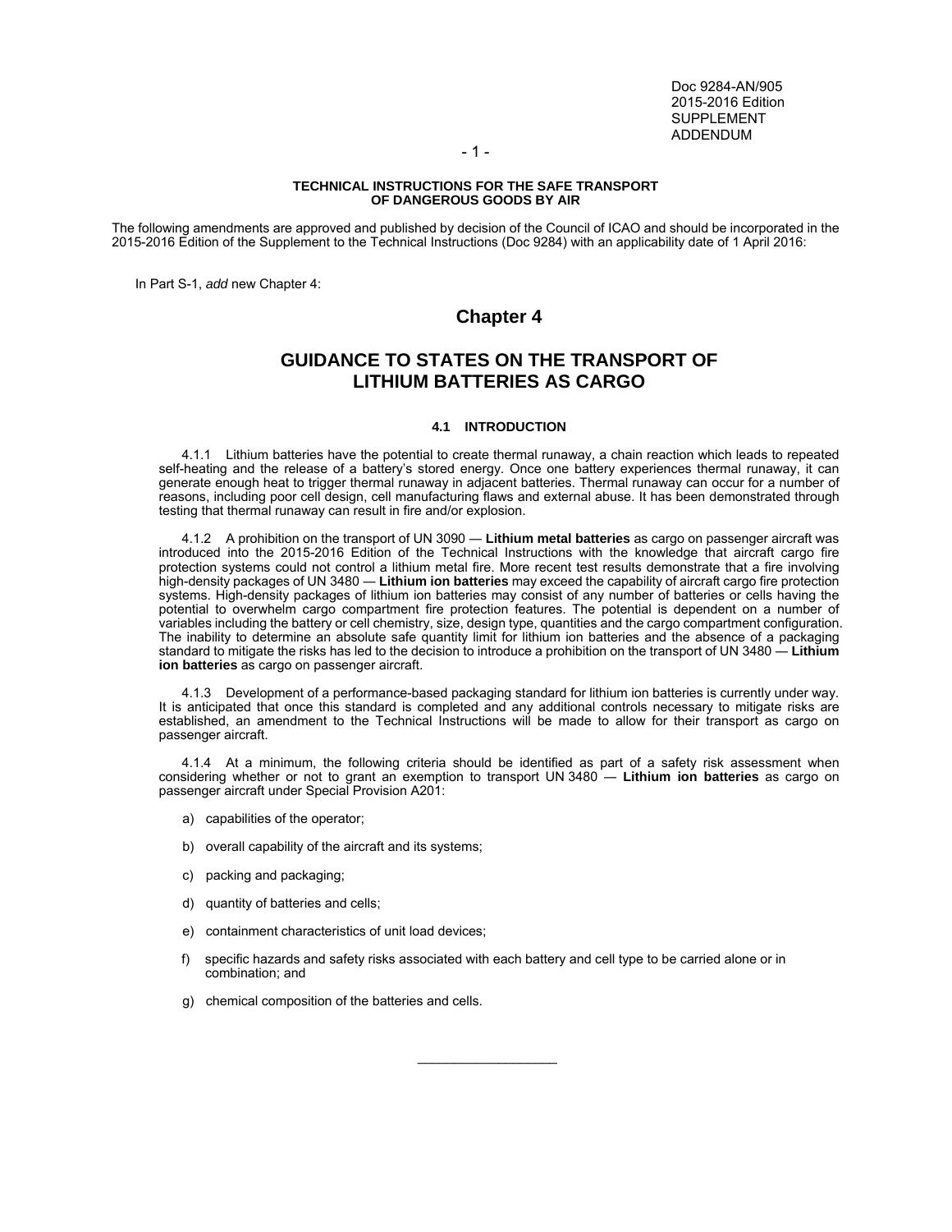Doc 9284-AN/905
2015-2016 Edition
SUPPLEMENT
ADDENDUM

**TECHNICAL INSTRUCTIONS FOR THE SAFE TRANSPORT OF DANGEROUS GOODS BY AIR**

The following amendments are approved and published by decision of the Council of ICAO and should be incorporated in the 2015-2016 Edition of the Supplement to the Technical Instructions (Doc 9284) with an applicability date of 1 April 2016:

In Part S-1, *add* new Chapter 4:

# Chapter 4

# GUIDANCE TO STATES ON THE TRANSPORT OF LITHIUM BATTERIES AS CARGO

### 4.1 INTRODUCTION

4.1.1 Lithium batteries have the potential to create thermal runaway, a chain reaction which leads to repeated self-heating and the release of a battery's stored energy. Once one battery experiences thermal runaway, it can generate enough heat to trigger thermal runaway in adjacent batteries. Thermal runaway can occur for a number of reasons, including poor cell design, cell manufacturing flaws and external abuse. It has been demonstrated through testing that thermal runaway can result in fire and/or explosion.

4.1.2 A prohibition on the transport of UN 3090 — **Lithium metal batteries** as cargo on passenger aircraft was introduced into the 2015-2016 Edition of the Technical Instructions with the knowledge that aircraft cargo fire protection systems could not control a lithium metal fire. More recent test results demonstrate that a fire involving high-density packages of UN 3480 — **Lithium ion batteries** may exceed the capability of aircraft cargo fire protection systems. High-density packages of lithium ion batteries may consist of any number of batteries or cells having the potential to overwhelm cargo compartment fire protection features. The potential is dependent on a number of variables including the battery or cell chemistry, size, design type, quantities and the cargo compartment configuration. The inability to determine an absolute safe quantity limit for lithium ion batteries and the absence of a packaging standard to mitigate the risks has led to the decision to introduce a prohibition on the transport of UN 3480 — **Lithium ion batteries** as cargo on passenger aircraft.

4.1.3 Development of a performance-based packaging standard for lithium ion batteries is currently under way. It is anticipated that once this standard is completed and any additional controls necessary to mitigate risks are established, an amendment to the Technical Instructions will be made to allow for their transport as cargo on passenger aircraft.

4.1.4 At a minimum, the following criteria should be identified as part of a safety risk assessment when considering whether or not to grant an exemption to transport UN 3480 — **Lithium ion batteries** as cargo on passenger aircraft under Special Provision A201:

a) capabilities of the operator;

b) overall capability of the aircraft and its systems;

c) packing and packaging;

d) quantity of batteries and cells;

e) containment characteristics of unit load devices;

f) specific hazards and safety risks associated with each battery and cell type to be carried alone or in combination; and

g) chemical composition of the batteries and cells.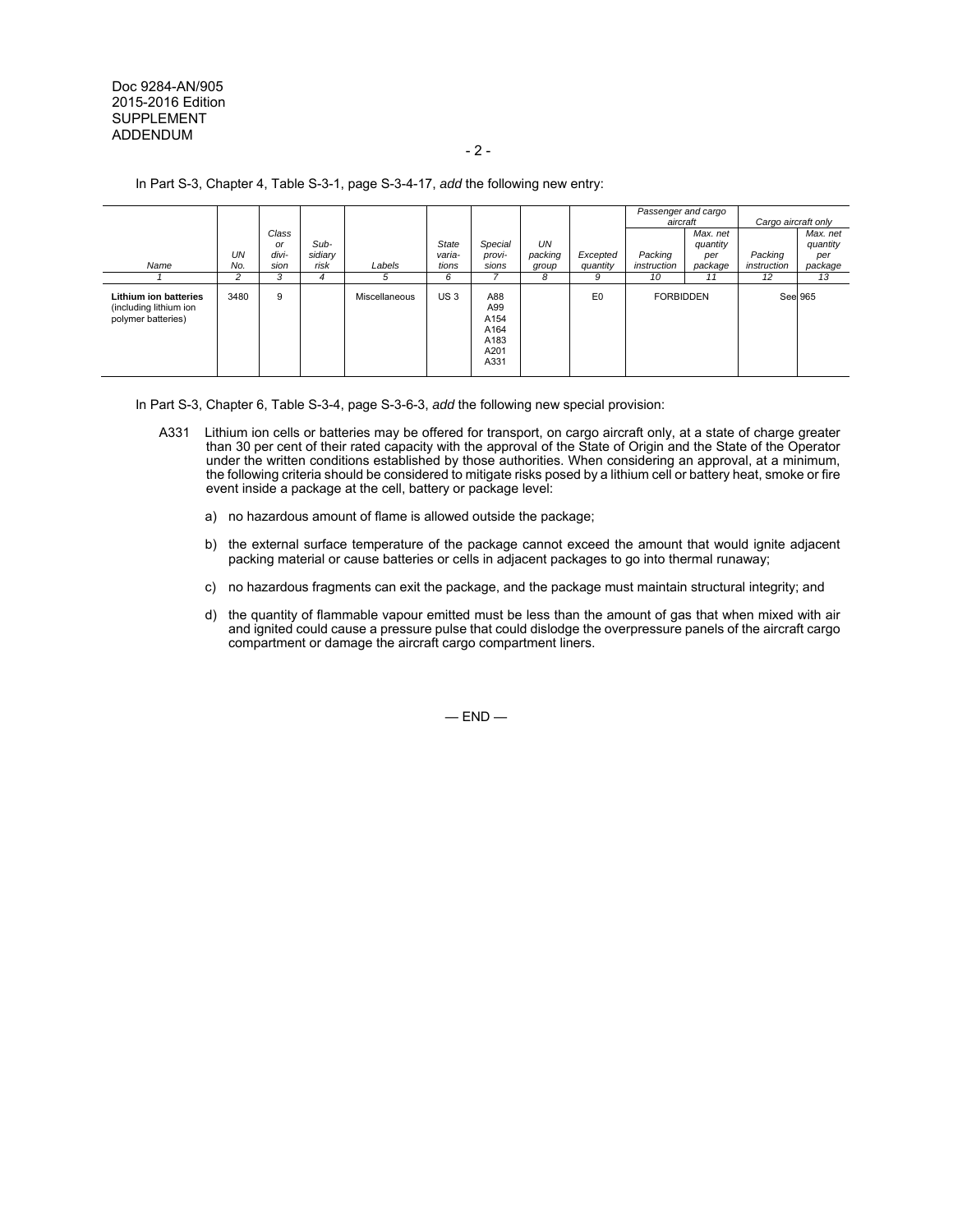In Part S-3, Chapter 4, Table S-3-1, page S-3-4-17, *add* the following new entry:

| Name | UN No. | Class or division | Subsidiary risk | Labels | State variations | Special provisions | UN packing group | Excepted quantity | Passenger and cargo aircraft: Packing instruction | Passenger and cargo aircraft: Max. net quantity per package | Cargo aircraft only: Packing instruction | Cargo aircraft only: Max. net quantity per package |
|---|---|---|---|---|---|---|---|---|---|---|---|---|
| 1 | 2 | 3 | 4 | 5 | 6 | 7 | 8 | 9 | 10 | 11 | 12 | 13 |
| **Lithium ion batteries** (including lithium ion polymer batteries) | 3480 | 9 | | Miscellaneous | US 3 | A88 A99 A154 A164 A183 A201 A331 | | E0 | FORBIDDEN | | See 965 | |

In Part S-3, Chapter 6, Table S-3-4, page S-3-6-3, *add* the following new special provision:

A331 Lithium ion cells or batteries may be offered for transport, on cargo aircraft only, at a state of charge greater than 30 per cent of their rated capacity with the approval of the State of Origin and the State of the Operator under the written conditions established by those authorities. When considering an approval, at a minimum, the following criteria should be considered to mitigate risks posed by a lithium cell or battery heat, smoke or fire event inside a package at the cell, battery or package level:

a) no hazardous amount of flame is allowed outside the package;

b) the external surface temperature of the package cannot exceed the amount that would ignite adjacent packing material or cause batteries or cells in adjacent packages to go into thermal runaway;

c) no hazardous fragments can exit the package, and the package must maintain structural integrity; and

d) the quantity of flammable vapour emitted must be less than the amount of gas that when mixed with air and ignited could cause a pressure pulse that could dislodge the overpressure panels of the aircraft cargo compartment or damage the aircraft cargo compartment liners.

— END —